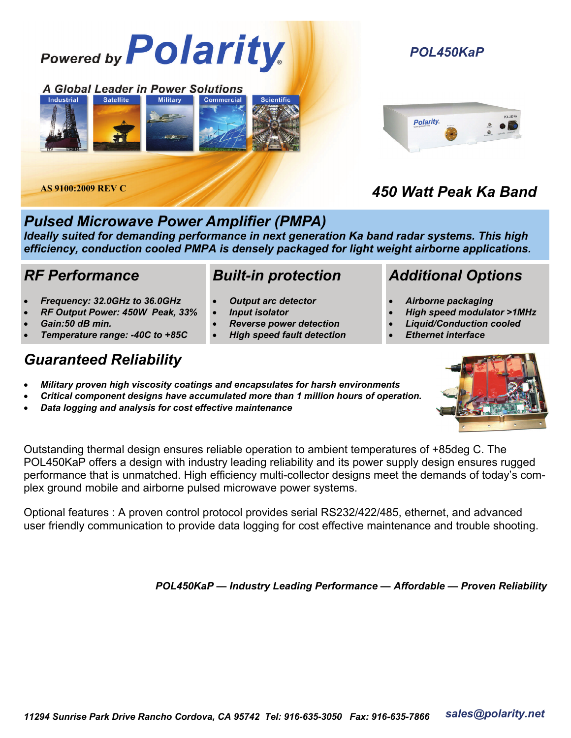Powered by **Polarity**®

*A Global Leader in Power Solutions*

Industrial | Satellite | Military | Commercial | Scientific

AS 9100:2009 REV C

*POL450KaP*

*450 Watt Peak Ka Band*

## *Pulsed Microwave Power Amplifier (PMPA)*

***Ideally suited for demanding performance in next generation Ka band radar systems. This high efficiency, conduction cooled PMPA is densely packaged for light weight airborne applications.***

### *RF Performance*

- ***Frequency: 32.0GHz to 36.0GHz***
- ***RF Output Power: 450W Peak, 33%***
- ***Gain:50 dB min.***
- ***Temperature range: -40C to +85C***

### *Built-in protection*

- ***Output arc detector***
- ***Input isolator***
- ***Reverse power detection***
- ***High speed fault detection***

### *Additional Options*

- ***Airborne packaging***
- ***High speed modulator >1MHz***
- ***Liquid/Conduction cooled***
- ***Ethernet interface***

### *Guaranteed Reliability*

- ***Military proven high viscosity coatings and encapsulates for harsh environments***
- ***Critical component designs have accumulated more than 1 million hours of operation.***
- ***Data logging and analysis for cost effective maintenance***

Outstanding thermal design ensures reliable operation to ambient temperatures of +85deg C. The POL450KaP offers a design with industry leading reliability and its power supply design ensures rugged performance that is unmatched. High efficiency multi-collector designs meet the demands of today's complex ground mobile and airborne pulsed microwave power systems.

Optional features : A proven control protocol provides serial RS232/422/485, ethernet, and advanced user friendly communication to provide data logging for cost effective maintenance and trouble shooting.

***POL450KaP — Industry Leading Performance — Affordable — Proven Reliability***

***11294 Sunrise Park Drive Rancho Cordova, CA 95742 Tel: 916-635-3050 Fax: 916-635-7866*** ***sales@polarity.net***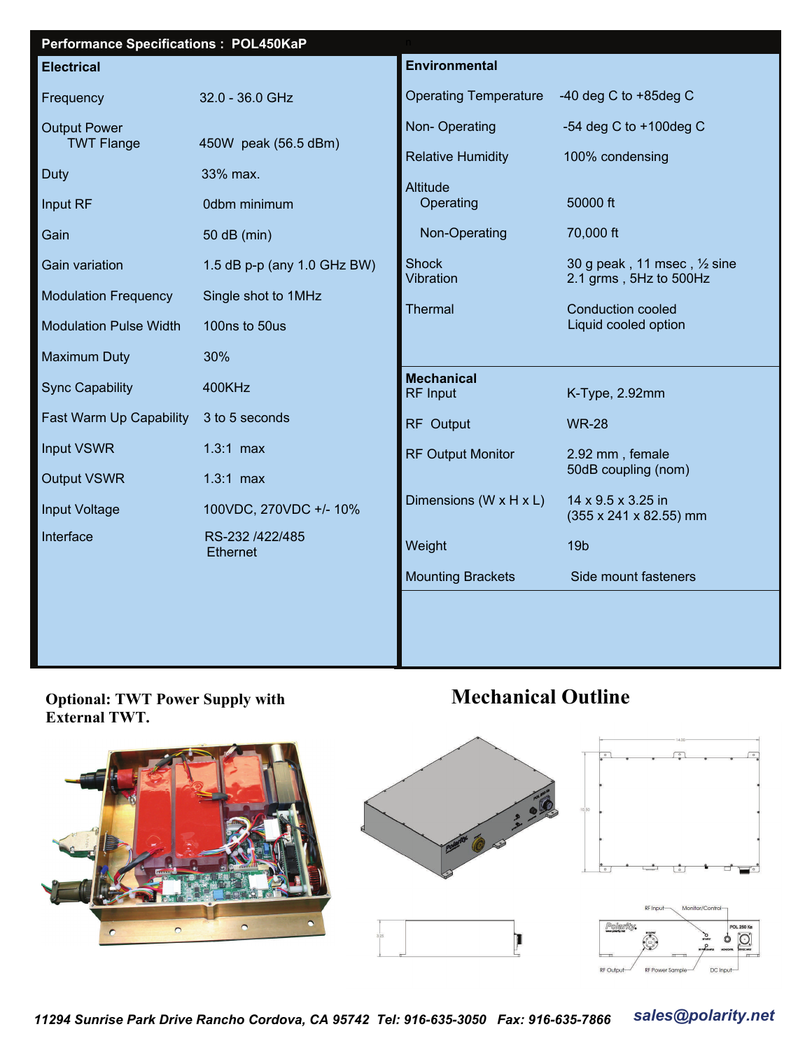## Performance Specifications : POL450KaP

### Electrical

| | |
|---|---|
| Frequency | 32.0 - 36.0 GHz |
| Output Power TWT Flange | 450W peak (56.5 dBm) |
| Duty | 33% max. |
| Input RF | 0dbm minimum |
| Gain | 50 dB (min) |
| Gain variation | 1.5 dB p-p (any 1.0 GHz BW) |
| Modulation Frequency | Single shot to 1MHz |
| Modulation Pulse Width | 100ns to 50us |
| Maximum Duty | 30% |
| Sync Capability | 400KHz |
| Fast Warm Up Capability | 3 to 5 seconds |
| Input VSWR | 1.3:1 max |
| Output VSWR | 1.3:1 max |
| Input Voltage | 100VDC, 270VDC +/- 10% |
| Interface | RS-232 /422/485<br>Ethernet |

### Environmental

| | |
|---|---|
| Operating Temperature | -40 deg C to +85deg C |
| Non- Operating | -54 deg C to +100deg C |
| Relative Humidity | 100% condensing |
| Altitude Operating | 50000 ft |
| Non-Operating | 70,000 ft |
| Shock | 30 g peak , 11 msec , ½ sine |
| Vibration | 2.1 grms , 5Hz to 500Hz |
| Thermal | Conduction cooled<br>Liquid cooled option |

### Mechanical

| | |
|---|---|
| RF Input | K-Type, 2.92mm |
| RF Output | WR-28 |
| RF Output Monitor | 2.92 mm , female<br>50dB coupling (nom) |
| Dimensions (W x H x L) | 14 x 9.5 x 3.25 in<br>(355 x 241 x 82.55) mm |
| Weight | 19b |
| Mounting Brackets | Side mount fasteners |

**Optional: TWT Power Supply with External TWT.**

## Mechanical Outline

14.00

10.50

3.25

RF Input — Monitor/Control

RF Output — RF Power Sample — DC Input

*11294 Sunrise Park Drive Rancho Cordova, CA 95742 Tel: 916-635-3050 Fax: 916-635-7866* ***sales@polarity.net***